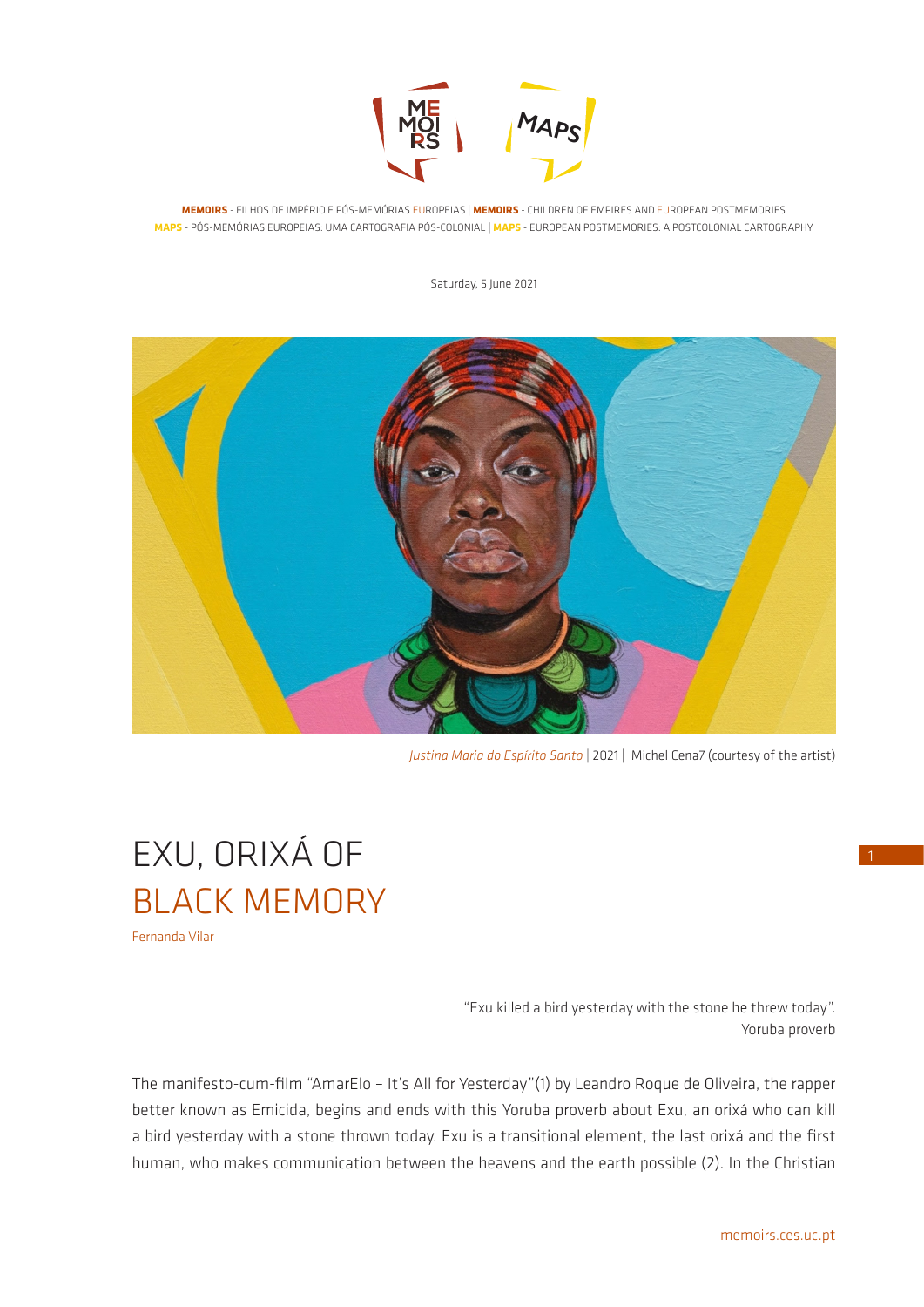**MEMOIRS** - FILHOS DE IMPÉRIO E PÓS-MEMÓRIAS EUROPEIAS | **MEMOIRS** - CHILDREN OF EMPIRES AND EUROPEAN POSTMEMORIES
**MAPS** - PÓS-MEMÓRIAS EUROPEIAS: UMA CARTOGRAFIA PÓS-COLONIAL | **MAPS** - EUROPEAN POSTMEMORIES: A POSTCOLONIAL CARTOGRAPHY

Saturday, 5 June 2021

*Justina Maria do Espírito Santo* | 2021 | Michel Cena7 (courtesy of the artist)

# EXU, ORIXÁ OF BLACK MEMORY

Fernanda Vilar

> "Exu killed a bird yesterday with the stone he threw today".
> Yoruba proverb

The manifesto-cum-film "AmarElo – It's All for Yesterday"(1) by Leandro Roque de Oliveira, the rapper better known as Emicida, begins and ends with this Yoruba proverb about Exu, an orixá who can kill a bird yesterday with a stone thrown today. Exu is a transitional element, the last orixá and the first human, who makes communication between the heavens and the earth possible (2). In the Christian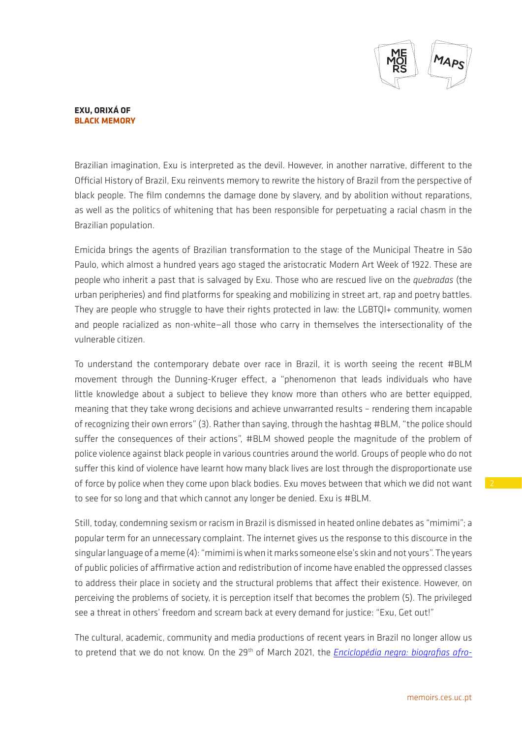Brazilian imagination, Exu is interpreted as the devil. However, in another narrative, different to the Official History of Brazil, Exu reinvents memory to rewrite the history of Brazil from the perspective of black people. The film condemns the damage done by slavery, and by abolition without reparations, as well as the politics of whitening that has been responsible for perpetuating a racial chasm in the Brazilian population.

Emicida brings the agents of Brazilian transformation to the stage of the Municipal Theatre in São Paulo, which almost a hundred years ago staged the aristocratic Modern Art Week of 1922. These are people who inherit a past that is salvaged by Exu. Those who are rescued live on the *quebradas* (the urban peripheries) and find platforms for speaking and mobilizing in street art, rap and poetry battles. They are people who struggle to have their rights protected in law: the LGBTQI+ community, women and people racialized as non-white—all those who carry in themselves the intersectionality of the vulnerable citizen.

To understand the contemporary debate over race in Brazil, it is worth seeing the recent #BLM movement through the Dunning-Kruger effect, a "phenomenon that leads individuals who have little knowledge about a subject to believe they know more than others who are better equipped, meaning that they take wrong decisions and achieve unwarranted results – rendering them incapable of recognizing their own errors" (3). Rather than saying, through the hashtag #BLM, "the police should suffer the consequences of their actions", #BLM showed people the magnitude of the problem of police violence against black people in various countries around the world. Groups of people who do not suffer this kind of violence have learnt how many black lives are lost through the disproportionate use of force by police when they come upon black bodies. Exu moves between that which we did not want to see for so long and that which cannot any longer be denied. Exu is #BLM.

Still, today, condemning sexism or racism in Brazil is dismissed in heated online debates as "mimimi"; a popular term for an unnecessary complaint. The internet gives us the response to this discource in the singular language of a meme (4): "mimimi is when it marks someone else's skin and not yours". The years of public policies of affirmative action and redistribution of income have enabled the oppressed classes to address their place in society and the structural problems that affect their existence. However, on perceiving the problems of society, it is perception itself that becomes the problem (5). The privileged see a threat in others' freedom and scream back at every demand for justice: "Exu, Get out!"

The cultural, academic, community and media productions of recent years in Brazil no longer allow us to pretend that we do not know. On the 29th of March 2021, the *Enciclopédia negra: biografias afro-*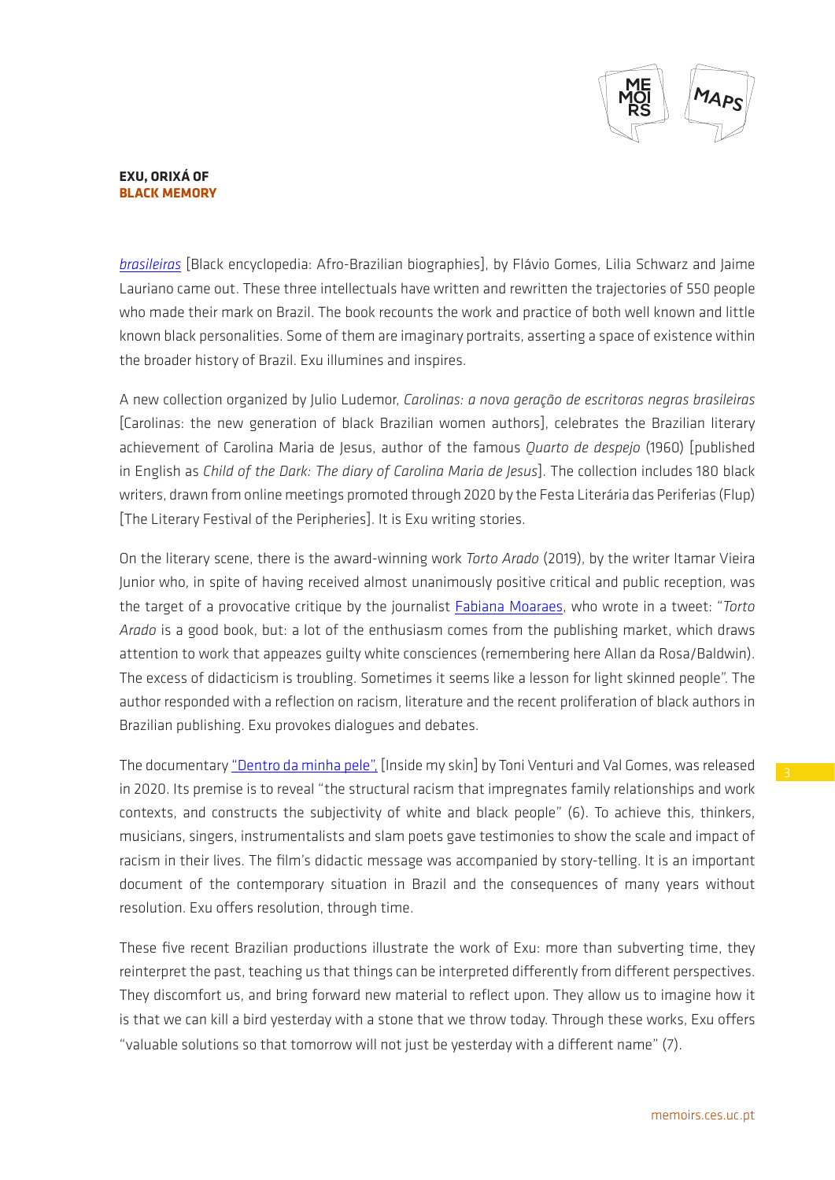*brasileiras* [Black encyclopedia: Afro-Brazilian biographies], by Flávio Gomes, Lilia Schwarz and Jaime Lauriano came out. These three intellectuals have written and rewritten the trajectories of 550 people who made their mark on Brazil. The book recounts the work and practice of both well known and little known black personalities. Some of them are imaginary portraits, asserting a space of existence within the broader history of Brazil. Exu illumines and inspires.

A new collection organized by Julio Ludemor, *Carolinas: a nova geração de escritoras negras brasileiras* [Carolinas: the new generation of black Brazilian women authors], celebrates the Brazilian literary achievement of Carolina Maria de Jesus, author of the famous *Quarto de despejo* (1960) [published in English as *Child of the Dark: The diary of Carolina Maria de Jesus*]. The collection includes 180 black writers, drawn from online meetings promoted through 2020 by the Festa Literária das Periferias (Flup) [The Literary Festival of the Peripheries]. It is Exu writing stories.

On the literary scene, there is the award-winning work *Torto Arado* (2019), by the writer Itamar Vieira Junior who, in spite of having received almost unanimously positive critical and public reception, was the target of a provocative critique by the journalist Fabiana Moaraes, who wrote in a tweet: "*Torto Arado* is a good book, but: a lot of the enthusiasm comes from the publishing market, which draws attention to work that appeazes guilty white consciences (remembering here Allan da Rosa/Baldwin). The excess of didacticism is troubling. Sometimes it seems like a lesson for light skinned people". The author responded with a reflection on racism, literature and the recent proliferation of black authors in Brazilian publishing. Exu provokes dialogues and debates.

The documentary "Dentro da minha pele", [Inside my skin] by Toni Venturi and Val Gomes, was released in 2020. Its premise is to reveal "the structural racism that impregnates family relationships and work contexts, and constructs the subjectivity of white and black people" (6). To achieve this, thinkers, musicians, singers, instrumentalists and slam poets gave testimonies to show the scale and impact of racism in their lives. The film's didactic message was accompanied by story-telling. It is an important document of the contemporary situation in Brazil and the consequences of many years without resolution. Exu offers resolution, through time.

These five recent Brazilian productions illustrate the work of Exu: more than subverting time, they reinterpret the past, teaching us that things can be interpreted differently from different perspectives. They discomfort us, and bring forward new material to reflect upon. They allow us to imagine how it is that we can kill a bird yesterday with a stone that we throw today. Through these works, Exu offers "valuable solutions so that tomorrow will not just be yesterday with a different name" (7).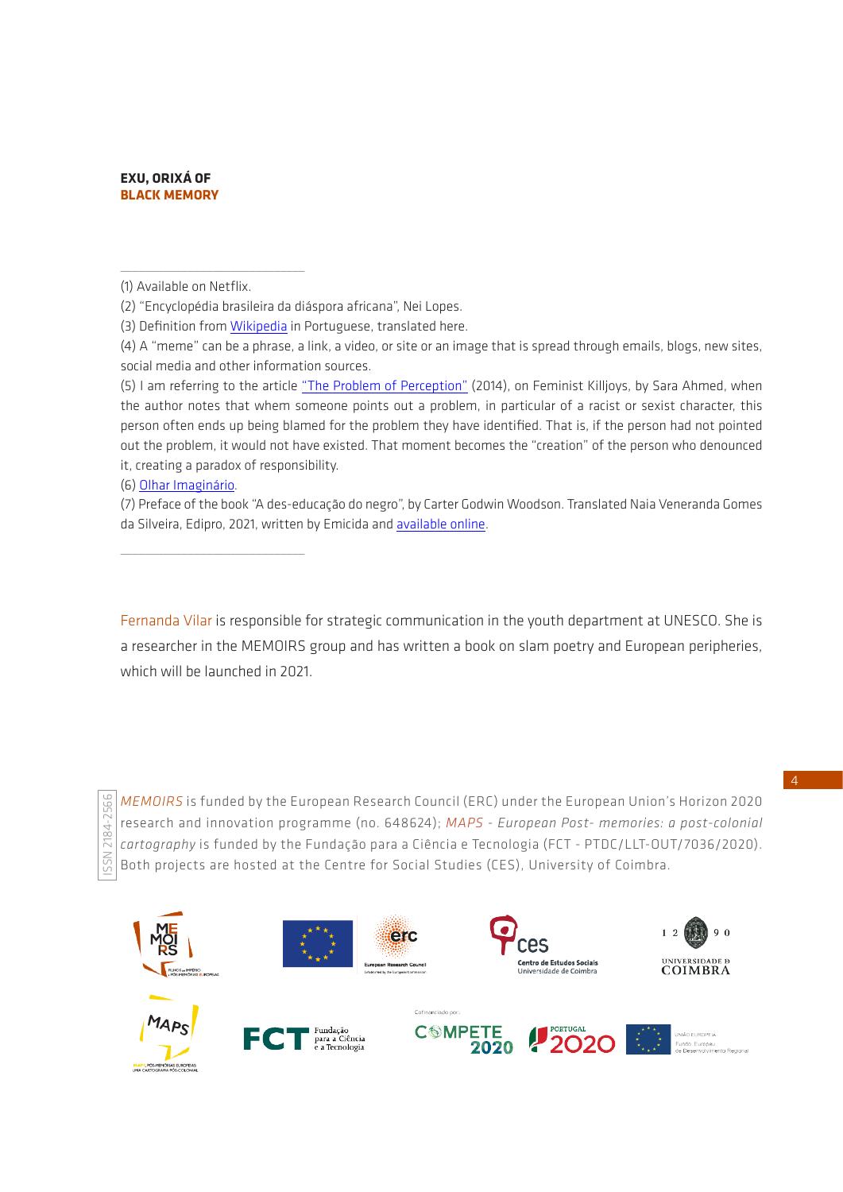(1) Available on Netflix.

(2) “Encyclopédia brasileira da diáspora africana”, Nei Lopes.

(3) Definition from Wikipedia in Portuguese, translated here.

(4) A “meme” can be a phrase, a link, a video, or site or an image that is spread through emails, blogs, new sites, social media and other information sources.

(5) I am referring to the article “The Problem of Perception” (2014), on Feminist Killjoys, by Sara Ahmed, when the author notes that whem someone points out a problem, in particular of a racist or sexist character, this person often ends up being blamed for the problem they have identified. That is, if the person had not pointed out the problem, it would not have existed. That moment becomes the “creation” of the person who denounced it, creating a paradox of responsibility.

(6) Olhar Imaginário.

(7) Preface of the book “A des-educação do negro”, by Carter Godwin Woodson. Translated Naia Veneranda Gomes da Silveira, Edipro, 2021, written by Emicida and available online.

---

Fernanda Vilar is responsible for strategic communication in the youth department at UNESCO. She is a researcher in the MEMOIRS group and has written a book on slam poetry and European peripheries, which will be launched in 2021.

ISSN 2184-2566

*MEMOIRS* is funded by the European Research Council (ERC) under the European Union's Horizon 2020 research and innovation programme (no. 648624); *MAPS - European Post- memories: a post-colonial cartography* is funded by the Fundação para a Ciência e Tecnologia (FCT - PTDC/LLT-OUT/7036/2020). Both projects are hosted at the Centre for Social Studies (CES), University of Coimbra.